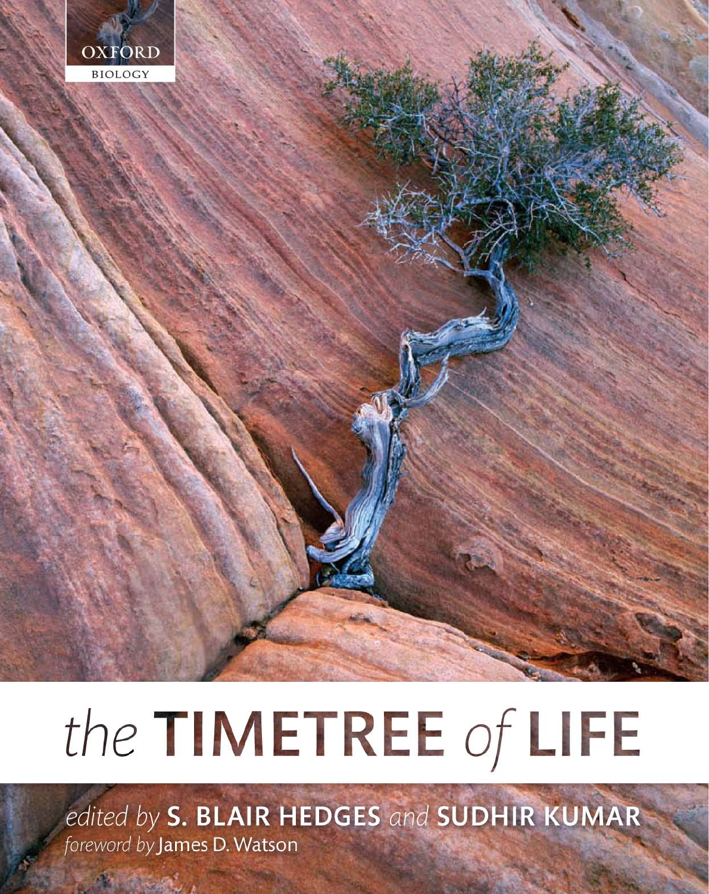OXFORD

BIOLOGY

# the TIMETREE of LIFE

*edited by* **S. BLAIR HEDGES** *and* **SUDHIR KUMAR**

*foreword by* James D. Watson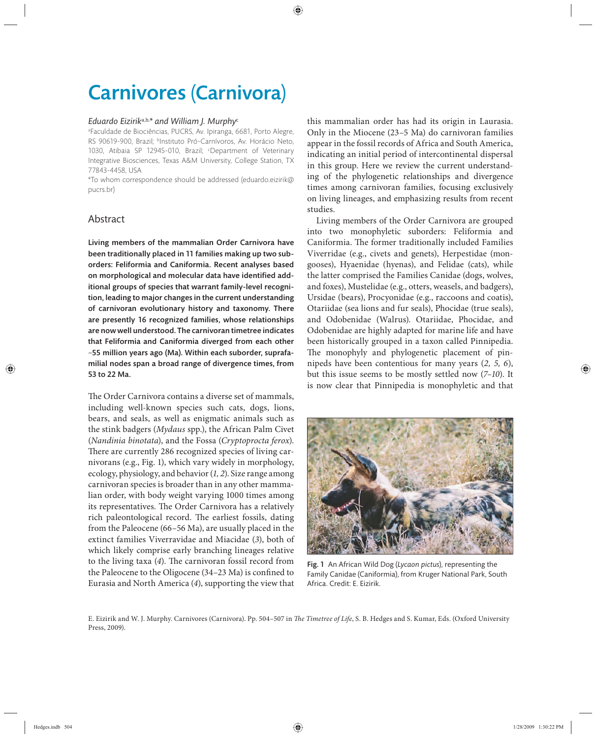# Carnivores (Carnivora)

*Eduardo Eizirik*[a,b,*] *and William J. Murphy*[c]

[a]Faculdade de Biociências, PUCRS, Av. Ipiranga, 6681, Porto Alegre, RS 90619-900, Brazil; [b]Instituto Pró-Carnívoros, Av. Horácio Neto, 1030, Atibaia SP 12945-010, Brazil; [c]Department of Veterinary Integrative Biosciences, Texas A&M University, College Station, TX 77843-4458, USA

*To whom correspondence should be addressed (eduardo.eizirik@pucrs.br)

## Abstract

**Living members of the mammalian Order Carnivora have been traditionally placed in 11 families making up two suborders: Feliformia and Caniformia. Recent analyses based on morphological and molecular data have identified additional groups of species that warrant family-level recognition, leading to major changes in the current understanding of carnivoran evolutionary history and taxonomy. There are presently 16 recognized families, whose relationships are now well understood. The carnivoran timetree indicates that Feliformia and Caniformia diverged from each other ~55 million years ago (Ma). Within each suborder, suprafamilial nodes span a broad range of divergence times, from 53 to 22 Ma.**

The Order Carnivora contains a diverse set of mammals, including well-known species such cats, dogs, lions, bears, and seals, as well as enigmatic animals such as the stink badgers (*Mydaus* spp.), the African Palm Civet (*Nandinia binotata*), and the Fossa (*Cryptoprocta ferox*). There are currently 286 recognized species of living carnivorans (e.g., Fig. 1), which vary widely in morphology, ecology, physiology, and behavior (*1, 2*). Size range among carnivoran species is broader than in any other mammalian order, with body weight varying 1000 times among its representatives. The Order Carnivora has a relatively rich paleontological record. The earliest fossils, dating from the Paleocene (66–56 Ma), are usually placed in the extinct families Viverravidae and Miacidae (*3*), both of which likely comprise early branching lineages relative to the living taxa (*4*). The carnivoran fossil record from the Paleocene to the Oligocene (34–23 Ma) is confined to Eurasia and North America (*4*), supporting the view that this mammalian order has had its origin in Laurasia. Only in the Miocene (23–5 Ma) do carnivoran families appear in the fossil records of Africa and South America, indicating an initial period of intercontinental dispersal in this group. Here we review the current understanding of the phylogenetic relationships and divergence times among carnivoran families, focusing exclusively on living lineages, and emphasizing results from recent studies.

Living members of the Order Carnivora are grouped into two monophyletic suborders: Feliformia and Caniformia. The former traditionally included Families Viverridae (e.g., civets and genets), Herpestidae (mongooses), Hyaenidae (hyenas), and Felidae (cats), while the latter comprised the Families Canidae (dogs, wolves, and foxes), Mustelidae (e.g., otters, weasels, and badgers), Ursidae (bears), Procyonidae (e.g., raccoons and coatis), Otariidae (sea lions and fur seals), Phocidae (true seals), and Odobenidae (Walrus). Otariidae, Phocidae, and Odobenidae are highly adapted for marine life and have been historically grouped in a taxon called Pinnipedia. The monophyly and phylogenetic placement of pinnipeds have been contentious for many years (*2, 5, 6*), but this issue seems to be mostly settled now (*7–10*). It is now clear that Pinnipedia is monophyletic and that

**Fig. 1** An African Wild Dog (*Lycaon pictus*), representing the Family Canidae (Caniformia), from Kruger National Park, South Africa. Credit: E. Eizirik.

E. Eizirik and W. J. Murphy. Carnivores (Carnivora). Pp. 504–507 in *The Timetree of Life*, S. B. Hedges and S. Kumar, Eds. (Oxford University Press, 2009).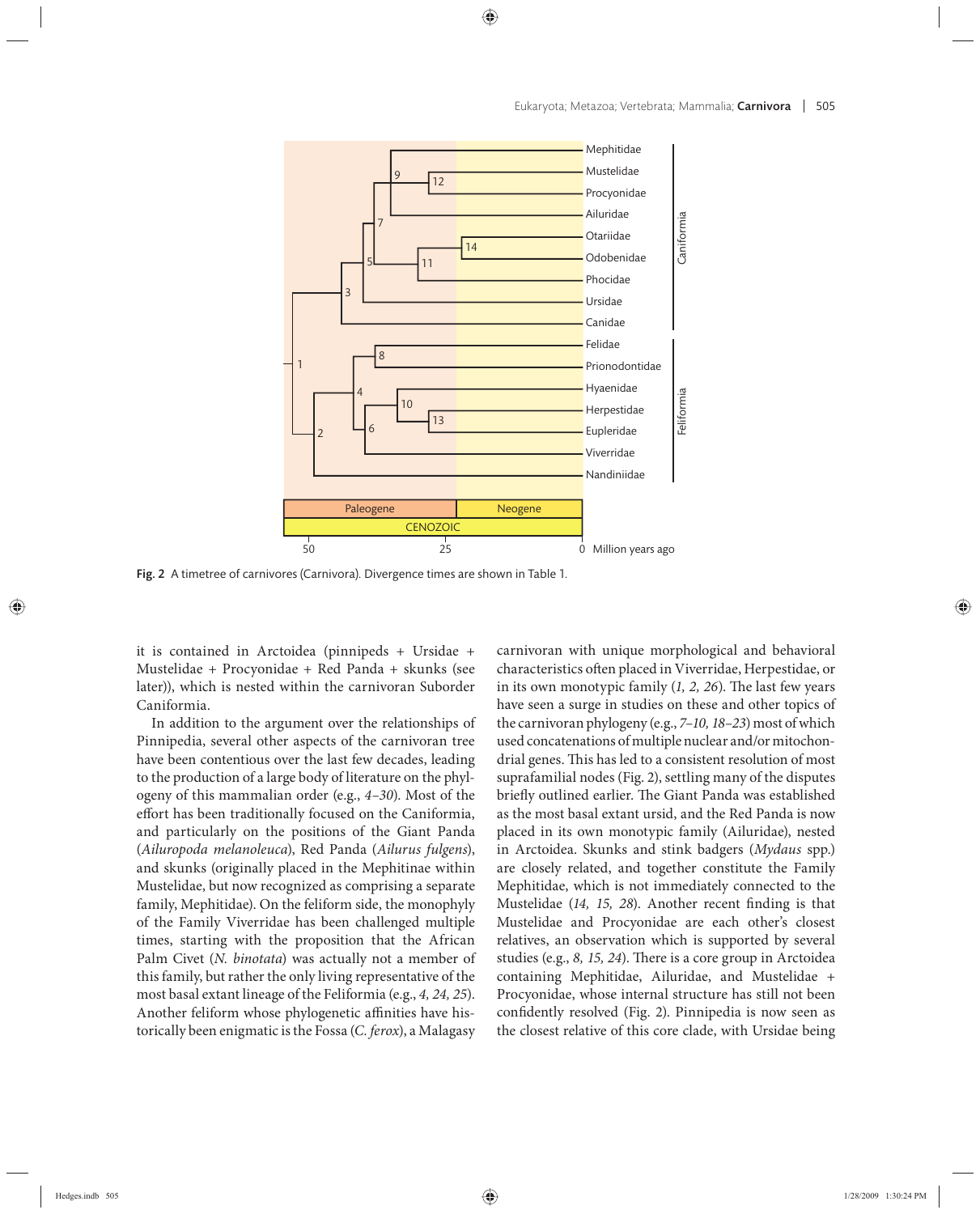Mephitidae
Mustelidae
Procyonidae
Ailuridae
Otariidae
Odobenidae
Phocidae
Ursidae
Canidae
Felidae
Prionodontidae
Hyaenidae
Herpestidae
Eupleridae
Viverridae
Nandiniidae

Caniformia
Feliformia

1 2 3 4 5 6 7 8 9 10 11 12 13 14

Paleogene
Neogene
CENOZOIC

50 25 0 Million years ago

**Fig. 2** A timetree of carnivores (Carnivora). Divergence times are shown in Table 1.

it is contained in Arctoidea (pinnipeds + Ursidae + Mustelidae + Procyonidae + Red Panda + skunks (see later)), which is nested within the carnivoran Suborder Caniformia.

In addition to the argument over the relationships of Pinnipedia, several other aspects of the carnivoran tree have been contentious over the last few decades, leading to the production of a large body of literature on the phylogeny of this mammalian order (e.g., *4–30*). Most of the effort has been traditionally focused on the Caniformia, and particularly on the positions of the Giant Panda (*Ailuropoda melanoleuca*), Red Panda (*Ailurus fulgens*), and skunks (originally placed in the Mephitinae within Mustelidae, but now recognized as comprising a separate family, Mephitidae). On the feliform side, the monophyly of the Family Viverridae has been challenged multiple times, starting with the proposition that the African Palm Civet (*N. binotata*) was actually not a member of this family, but rather the only living representative of the most basal extant lineage of the Feliformia (e.g., *4, 24, 25*). Another feliform whose phylogenetic affinities have historically been enigmatic is the Fossa (*C. ferox*), a Malagasy carnivoran with unique morphological and behavioral characteristics often placed in Viverridae, Herpestidae, or in its own monotypic family (*1, 2, 26*). The last few years have seen a surge in studies on these and other topics of the carnivoran phylogeny (e.g., *7–10, 18–23*) most of which used concatenations of multiple nuclear and/or mitochondrial genes. This has led to a consistent resolution of most suprafamilial nodes (Fig. 2), settling many of the disputes briefly outlined earlier. The Giant Panda was established as the most basal extant ursid, and the Red Panda is now placed in its own monotypic family (Ailuridae), nested in Arctoidea. Skunks and stink badgers (*Mydaus* spp.) are closely related, and together constitute the Family Mephitidae, which is not immediately connected to the Mustelidae (*14, 15, 28*). Another recent finding is that Mustelidae and Procyonidae are each other's closest relatives, an observation which is supported by several studies (e.g., *8, 15, 24*). There is a core group in Arctoidea containing Mephitidae, Ailuridae, and Mustelidae + Procyonidae, whose internal structure has still not been confidently resolved (Fig. 2). Pinnipedia is now seen as the closest relative of this core clade, with Ursidae being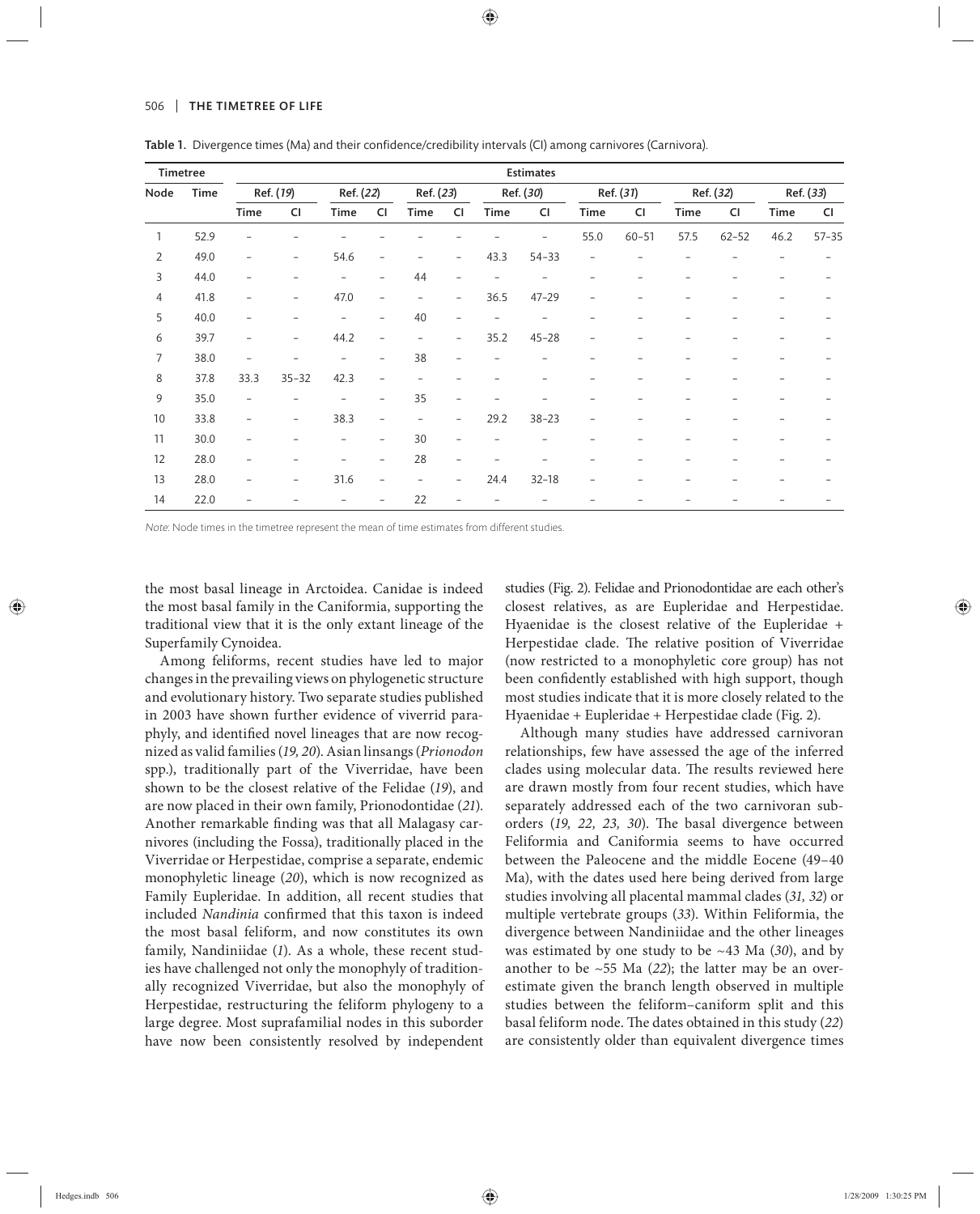**Table 1.** Divergence times (Ma) and their confidence/credibility intervals (CI) among carnivores (Carnivora).

| Timetree | | Estimates | | | | | | | | | | | | | |
|---|---|---|---|---|---|---|---|---|---|---|---|---|---|---|---|
| Node | Time | Ref. (*19*) | | Ref. (*22*) | | Ref. (*23*) | | Ref. (*30*) | | Ref. (*31*) | | Ref. (*32*) | | Ref. (*33*) | |
| | | Time | CI | Time | CI | Time | CI | Time | CI | Time | CI | Time | CI | Time | CI |
| 1 | 52.9 | – | – | – | – | – | – | – | – | 55.0 | 60–51 | 57.5 | 62–52 | 46.2 | 57–35 |
| 2 | 49.0 | – | – | 54.6 | – | – | – | 43.3 | 54–33 | – | – | – | – | – | – |
| 3 | 44.0 | – | – | – | – | 44 | – | – | – | – | – | – | – | – | – |
| 4 | 41.8 | – | – | 47.0 | – | – | – | 36.5 | 47–29 | – | – | – | – | – | – |
| 5 | 40.0 | – | – | – | – | 40 | – | – | – | – | – | – | – | – | – |
| 6 | 39.7 | – | – | 44.2 | – | – | – | 35.2 | 45–28 | – | – | – | – | – | – |
| 7 | 38.0 | – | – | – | – | 38 | – | – | – | – | – | – | – | – | – |
| 8 | 37.8 | 33.3 | 35–32 | 42.3 | – | – | – | – | – | – | – | – | – | – | – |
| 9 | 35.0 | – | – | – | – | 35 | – | – | – | – | – | – | – | – | – |
| 10 | 33.8 | – | – | 38.3 | – | – | – | 29.2 | 38–23 | – | – | – | – | – | – |
| 11 | 30.0 | – | – | – | – | 30 | – | – | – | – | – | – | – | – | – |
| 12 | 28.0 | – | – | – | – | 28 | – | – | – | – | – | – | – | – | – |
| 13 | 28.0 | – | – | 31.6 | – | – | – | 24.4 | 32–18 | – | – | – | – | – | – |
| 14 | 22.0 | – | – | – | – | 22 | – | – | – | – | – | – | – | – | – |

*Note*: Node times in the timetree represent the mean of time estimates from different studies.

the most basal lineage in Arctoidea. Canidae is indeed the most basal family in the Caniformia, supporting the traditional view that it is the only extant lineage of the Superfamily Cynoidea.

Among feliforms, recent studies have led to major changes in the prevailing views on phylogenetic structure and evolutionary history. Two separate studies published in 2003 have shown further evidence of viverrid paraphyly, and identified novel lineages that are now recognized as valid families (*19, 20*). Asian linsangs (*Prionodon* spp.), traditionally part of the Viverridae, have been shown to be the closest relative of the Felidae (*19*), and are now placed in their own family, Prionodontidae (*21*). Another remarkable finding was that all Malagasy carnivores (including the Fossa), traditionally placed in the Viverridae or Herpestidae, comprise a separate, endemic monophyletic lineage (*20*), which is now recognized as Family Eupleridae. In addition, all recent studies that included *Nandinia* confirmed that this taxon is indeed the most basal feliform, and now constitutes its own family, Nandiniidae (*1*). As a whole, these recent studies have challenged not only the monophyly of traditionally recognized Viverridae, but also the monophyly of Herpestidae, restructuring the feliform phylogeny to a large degree. Most suprafamilial nodes in this suborder have now been consistently resolved by independent studies (Fig. 2). Felidae and Prionodontidae are each other's closest relatives, as are Eupleridae and Herpestidae. Hyaenidae is the closest relative of the Eupleridae + Herpestidae clade. The relative position of Viverridae (now restricted to a monophyletic core group) has not been confidently established with high support, though most studies indicate that it is more closely related to the Hyaenidae + Eupleridae + Herpestidae clade (Fig. 2).

Although many studies have addressed carnivoran relationships, few have assessed the age of the inferred clades using molecular data. The results reviewed here are drawn mostly from four recent studies, which have separately addressed each of the two carnivoran suborders (*19, 22, 23, 30*). The basal divergence between Feliformia and Caniformia seems to have occurred between the Paleocene and the middle Eocene (49–40 Ma), with the dates used here being derived from large studies involving all placental mammal clades (*31, 32*) or multiple vertebrate groups (*33*). Within Feliformia, the divergence between Nandiniidae and the other lineages was estimated by one study to be ~43 Ma (*30*), and by another to be ~55 Ma (*22*); the latter may be an overestimate given the branch length observed in multiple studies between the feliform–caniform split and this basal feliform node. The dates obtained in this study (*22*) are consistently older than equivalent divergence times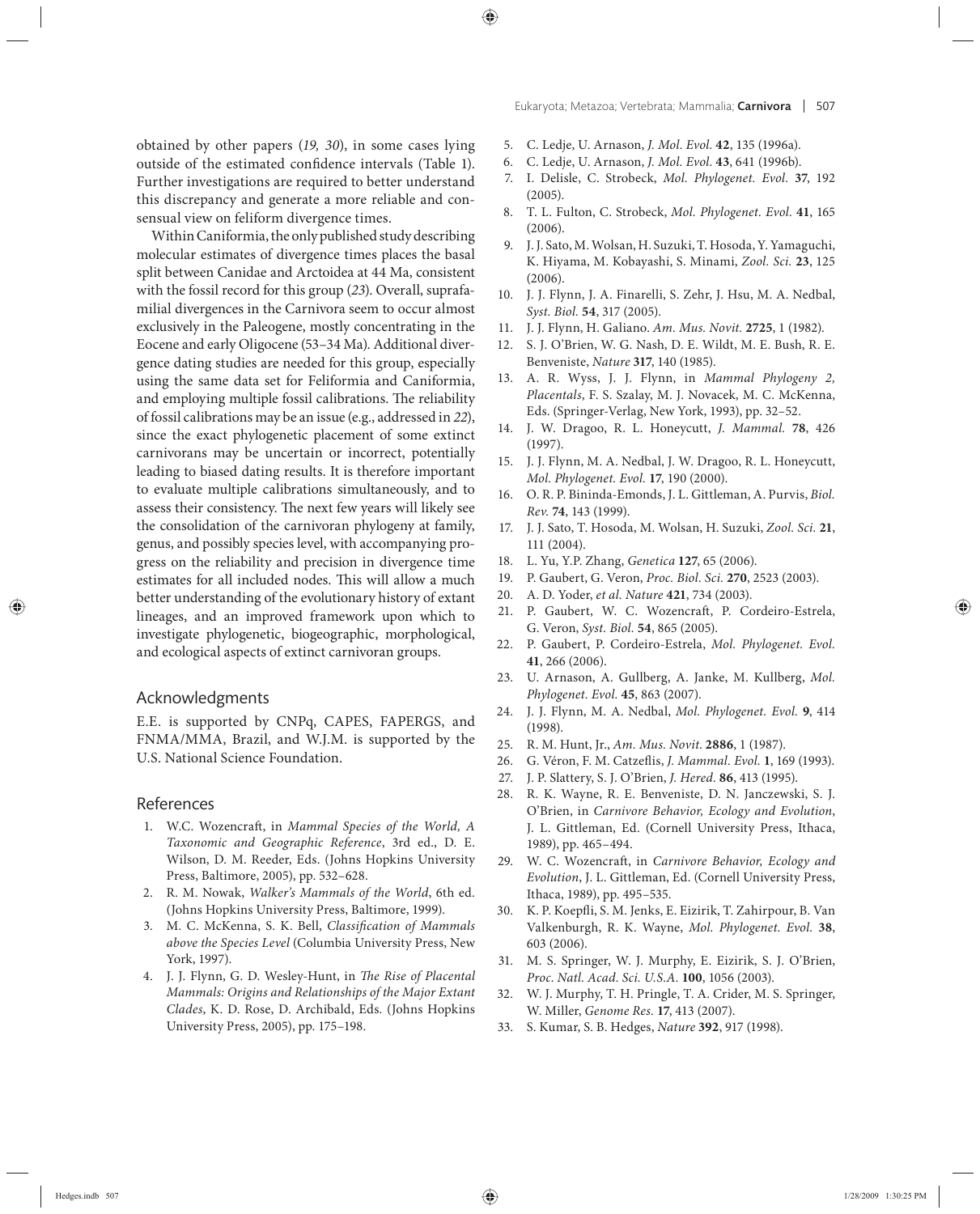obtained by other papers (*19, 30*), in some cases lying outside of the estimated confidence intervals (Table 1). Further investigations are required to better understand this discrepancy and generate a more reliable and consensual view on feliform divergence times.

Within Caniformia, the only published study describing molecular estimates of divergence times places the basal split between Canidae and Arctoidea at 44 Ma, consistent with the fossil record for this group (*23*). Overall, suprafamilial divergences in the Carnivora seem to occur almost exclusively in the Paleogene, mostly concentrating in the Eocene and early Oligocene (53–34 Ma). Additional divergence dating studies are needed for this group, especially using the same data set for Feliformia and Caniformia, and employing multiple fossil calibrations. The reliability of fossil calibrations may be an issue (e.g., addressed in *22*), since the exact phylogenetic placement of some extinct carnivorans may be uncertain or incorrect, potentially leading to biased dating results. It is therefore important to evaluate multiple calibrations simultaneously, and to assess their consistency. The next few years will likely see the consolidation of the carnivoran phylogeny at family, genus, and possibly species level, with accompanying progress on the reliability and precision in divergence time estimates for all included nodes. This will allow a much better understanding of the evolutionary history of extant lineages, and an improved framework upon which to investigate phylogenetic, biogeographic, morphological, and ecological aspects of extinct carnivoran groups.

## Acknowledgments

E.E. is supported by CNPq, CAPES, FAPERGS, and FNMA/MMA, Brazil, and W.J.M. is supported by the U.S. National Science Foundation.

## References

1. W.C. Wozencraft, in *Mammal Species of the World, A Taxonomic and Geographic Reference*, 3rd ed., D. E. Wilson, D. M. Reeder, Eds. (Johns Hopkins University Press, Baltimore, 2005), pp. 532–628.
2. R. M. Nowak, *Walker's Mammals of the World*, 6th ed. (Johns Hopkins University Press, Baltimore, 1999).
3. M. C. McKenna, S. K. Bell, *Classification of Mammals above the Species Level* (Columbia University Press, New York, 1997).
4. J. J. Flynn, G. D. Wesley-Hunt, in *The Rise of Placental Mammals: Origins and Relationships of the Major Extant Clades*, K. D. Rose, D. Archibald, Eds. (Johns Hopkins University Press, 2005), pp. 175–198.
5. C. Ledje, U. Arnason, *J. Mol. Evol.* **42**, 135 (1996a).
6. C. Ledje, U. Arnason, *J. Mol. Evol.* **43**, 641 (1996b).
7. I. Delisle, C. Strobeck, *Mol. Phylogenet. Evol.* **37**, 192 (2005).
8. T. L. Fulton, C. Strobeck, *Mol. Phylogenet. Evol.* **41**, 165 (2006).
9. J. J. Sato, M. Wolsan, H. Suzuki, T. Hosoda, Y. Yamaguchi, K. Hiyama, M. Kobayashi, S. Minami, *Zool. Sci.* **23**, 125 (2006).
10. J. J. Flynn, J. A. Finarelli, S. Zehr, J. Hsu, M. A. Nedbal, *Syst. Biol.* **54**, 317 (2005).
11. J. J. Flynn, H. Galiano. *Am. Mus. Novit.* **2725**, 1 (1982).
12. S. J. O'Brien, W. G. Nash, D. E. Wildt, M. E. Bush, R. E. Benveniste, *Nature* **317**, 140 (1985).
13. A. R. Wyss, J. J. Flynn, in *Mammal Phylogeny 2, Placentals*, F. S. Szalay, M. J. Novacek, M. C. McKenna, Eds. (Springer-Verlag, New York, 1993), pp. 32–52.
14. J. W. Dragoo, R. L. Honeycutt, *J. Mammal.* **78**, 426 (1997).
15. J. J. Flynn, M. A. Nedbal, J. W. Dragoo, R. L. Honeycutt, *Mol. Phylogenet. Evol.* **17**, 190 (2000).
16. O. R. P. Bininda-Emonds, J. L. Gittleman, A. Purvis, *Biol. Rev.* **74**, 143 (1999).
17. J. J. Sato, T. Hosoda, M. Wolsan, H. Suzuki, *Zool. Sci.* **21**, 111 (2004).
18. L. Yu, Y.P. Zhang, *Genetica* **127**, 65 (2006).
19. P. Gaubert, G. Veron, *Proc. Biol. Sci.* **270**, 2523 (2003).
20. A. D. Yoder, *et al. Nature* **421**, 734 (2003).
21. P. Gaubert, W. C. Wozencraft, P. Cordeiro-Estrela, G. Veron, *Syst. Biol.* **54**, 865 (2005).
22. P. Gaubert, P. Cordeiro-Estrela, *Mol. Phylogenet. Evol.* **41**, 266 (2006).
23. U. Arnason, A. Gullberg, A. Janke, M. Kullberg, *Mol. Phylogenet. Evol.* **45**, 863 (2007).
24. J. J. Flynn, M. A. Nedbal, *Mol. Phylogenet. Evol.* **9**, 414 (1998).
25. R. M. Hunt, Jr., *Am. Mus. Novit.* **2886**, 1 (1987).
26. G. Véron, F. M. Catzeflis, *J. Mammal. Evol.* **1**, 169 (1993).
27. J. P. Slattery, S. J. O'Brien, *J. Hered.* **86**, 413 (1995).
28. R. K. Wayne, R. E. Benveniste, D. N. Janczewski, S. J. O'Brien, in *Carnivore Behavior, Ecology and Evolution*, J. L. Gittleman, Ed. (Cornell University Press, Ithaca, 1989), pp. 465–494.
29. W. C. Wozencraft, in *Carnivore Behavior, Ecology and Evolution*, J. L. Gittleman, Ed. (Cornell University Press, Ithaca, 1989), pp. 495–535.
30. K. P. Koepfli, S. M. Jenks, E. Eizirik, T. Zahirpour, B. Van Valkenburgh, R. K. Wayne, *Mol. Phylogenet. Evol.* **38**, 603 (2006).
31. M. S. Springer, W. J. Murphy, E. Eizirik, S. J. O'Brien, *Proc. Natl. Acad. Sci. U.S.A.* **100**, 1056 (2003).
32. W. J. Murphy, T. H. Pringle, T. A. Crider, M. S. Springer, W. Miller, *Genome Res.* **17**, 413 (2007).
33. S. Kumar, S. B. Hedges, *Nature* **392**, 917 (1998).